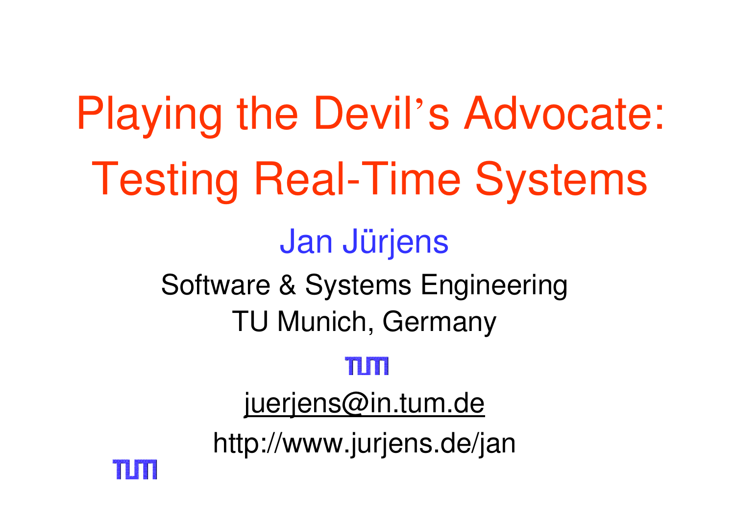# Playing the Devil's Advocate: Testing Real-Time Systems

Jan Jürjens

Software & Systems Engineering

TU Munich, Germany

juerjens@in.tum.de

http://www.jurjens.de/jan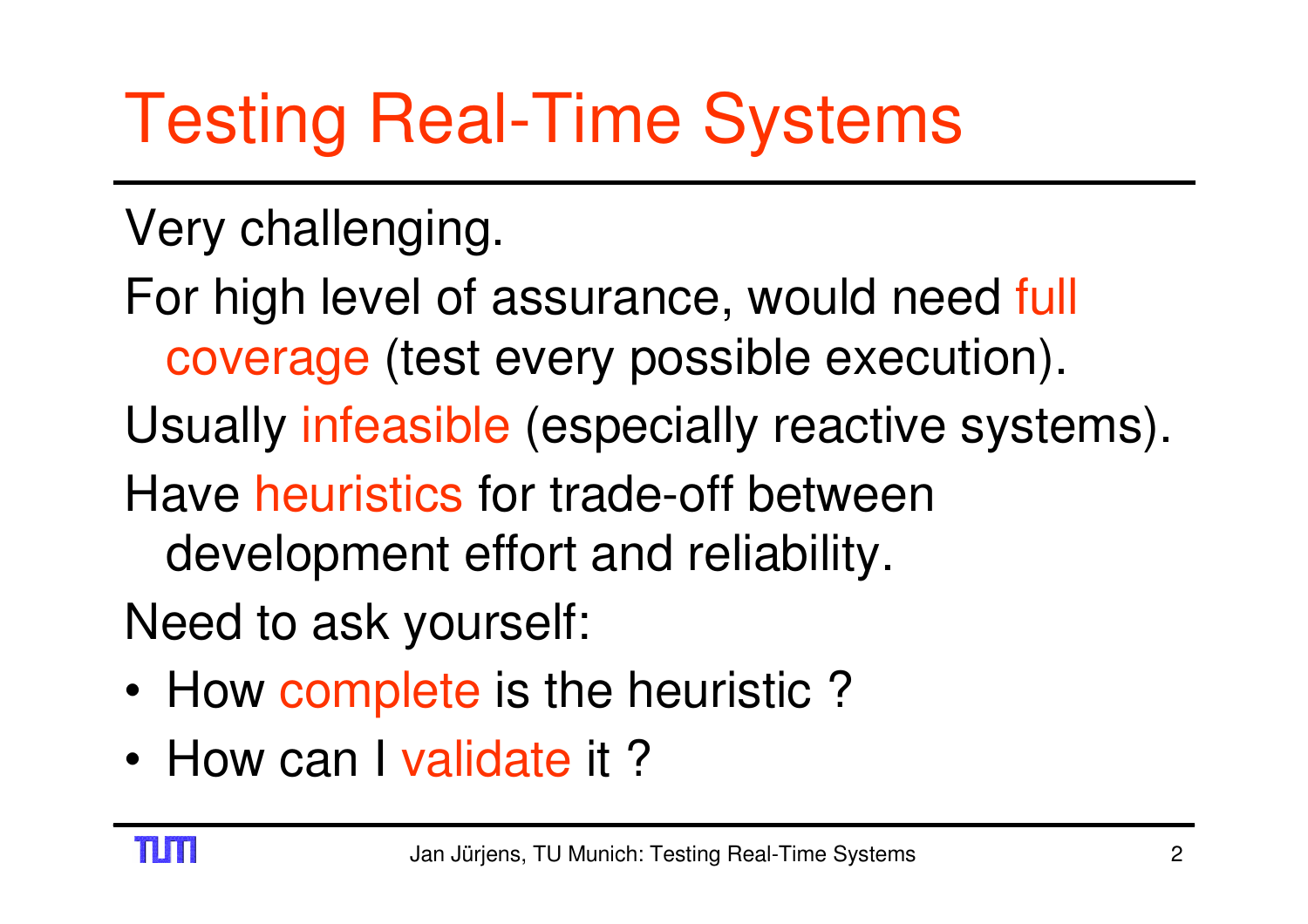# Testing Real-Time Systems

Very challenging.

For high level of assurance, would need full coverage (test every possible execution).

Usually infeasible (especially reactive systems).

Have heuristics for trade-off between development effort and reliability.

Need to ask yourself:

- How complete is the heuristic ?
- How can I validate it ?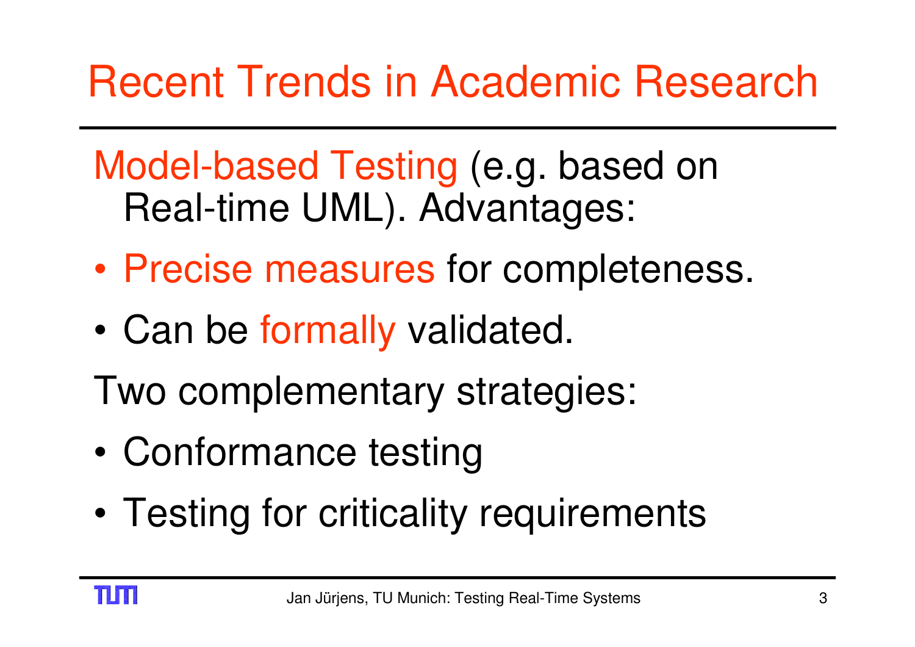# Recent Trends in Academic Research

Model-based Testing (e.g. based on Real-time UML). Advantages:

- Precise measures for completeness.
- Can be formally validated.

Two complementary strategies:

- Conformance testing
- Testing for criticality requirements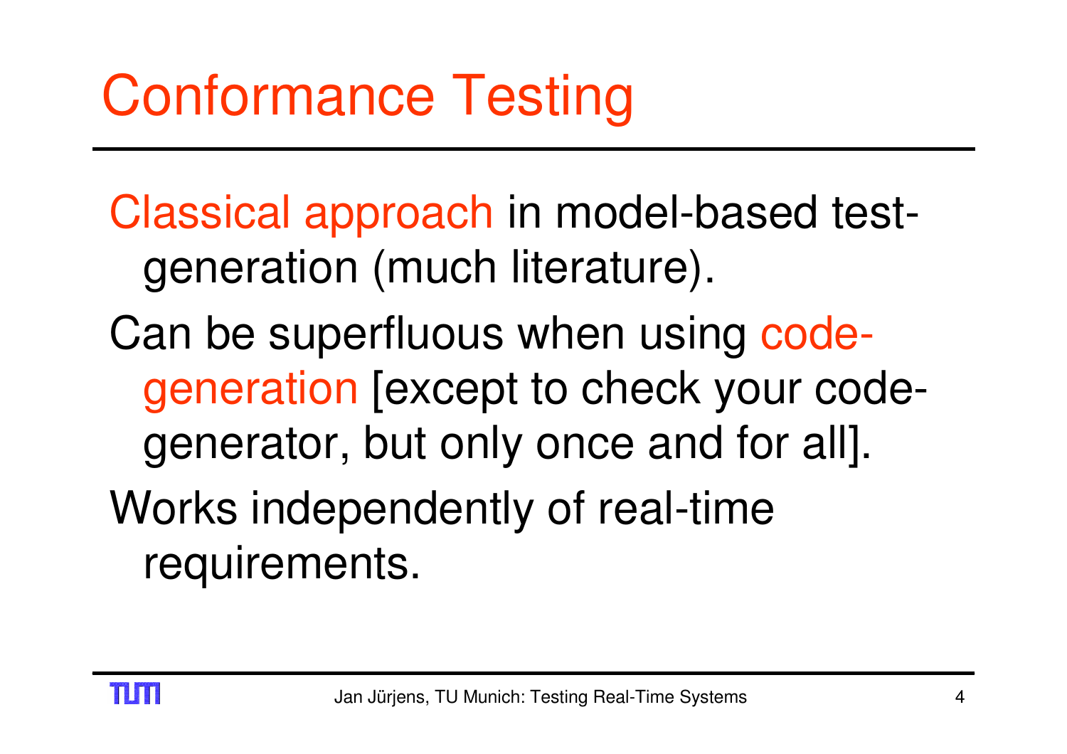# Conformance Testing

Classical approach in model-based test-generation (much literature).

Can be superfluous when using code-generation [except to check your code-generator, but only once and for all].

Works independently of real-time requirements.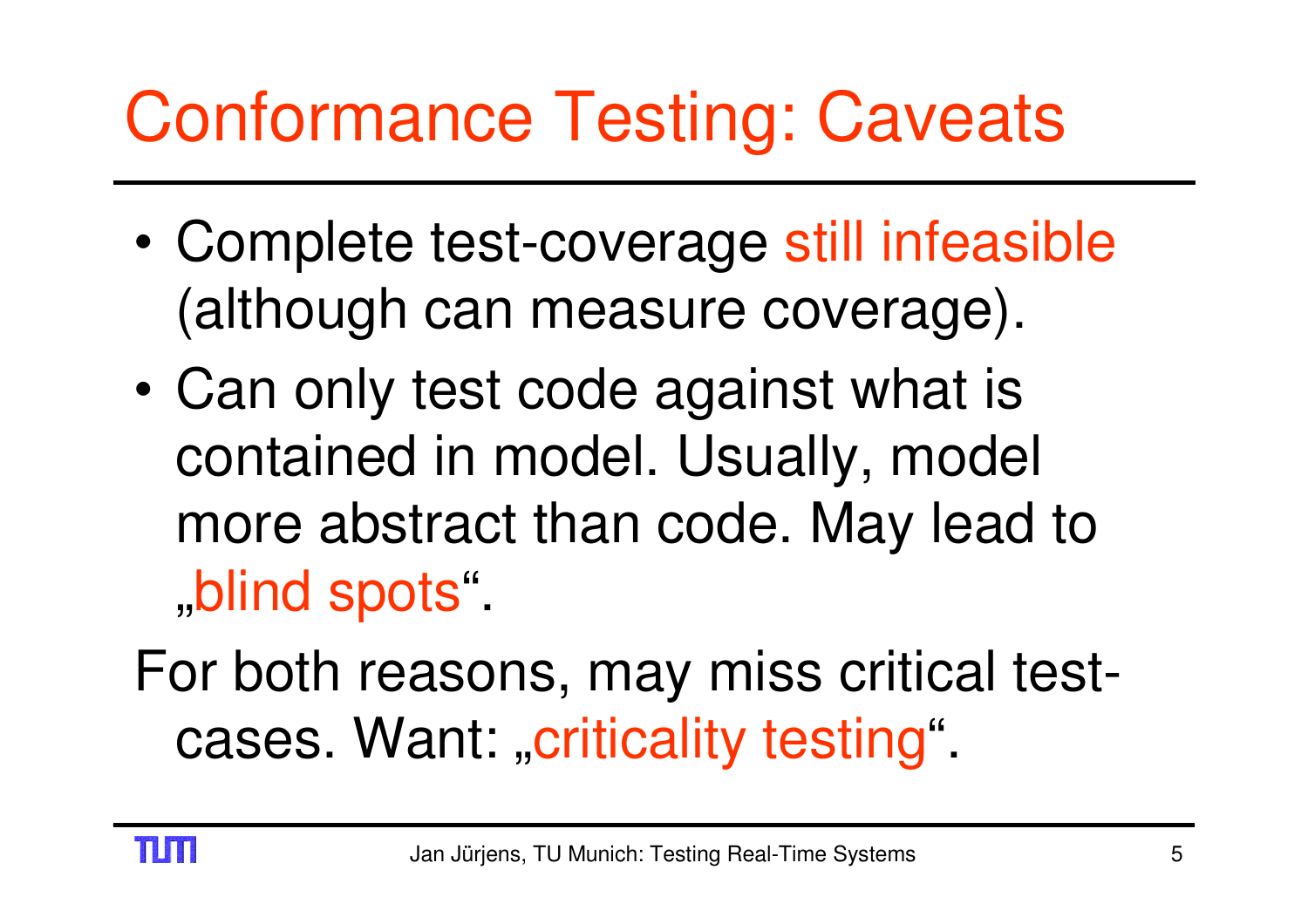# Conformance Testing: Caveats

- Complete test-coverage still infeasible (although can measure coverage).
- Can only test code against what is contained in model. Usually, model more abstract than code. May lead to „blind spots“.

For both reasons, may miss critical test-cases. Want: „criticality testing“.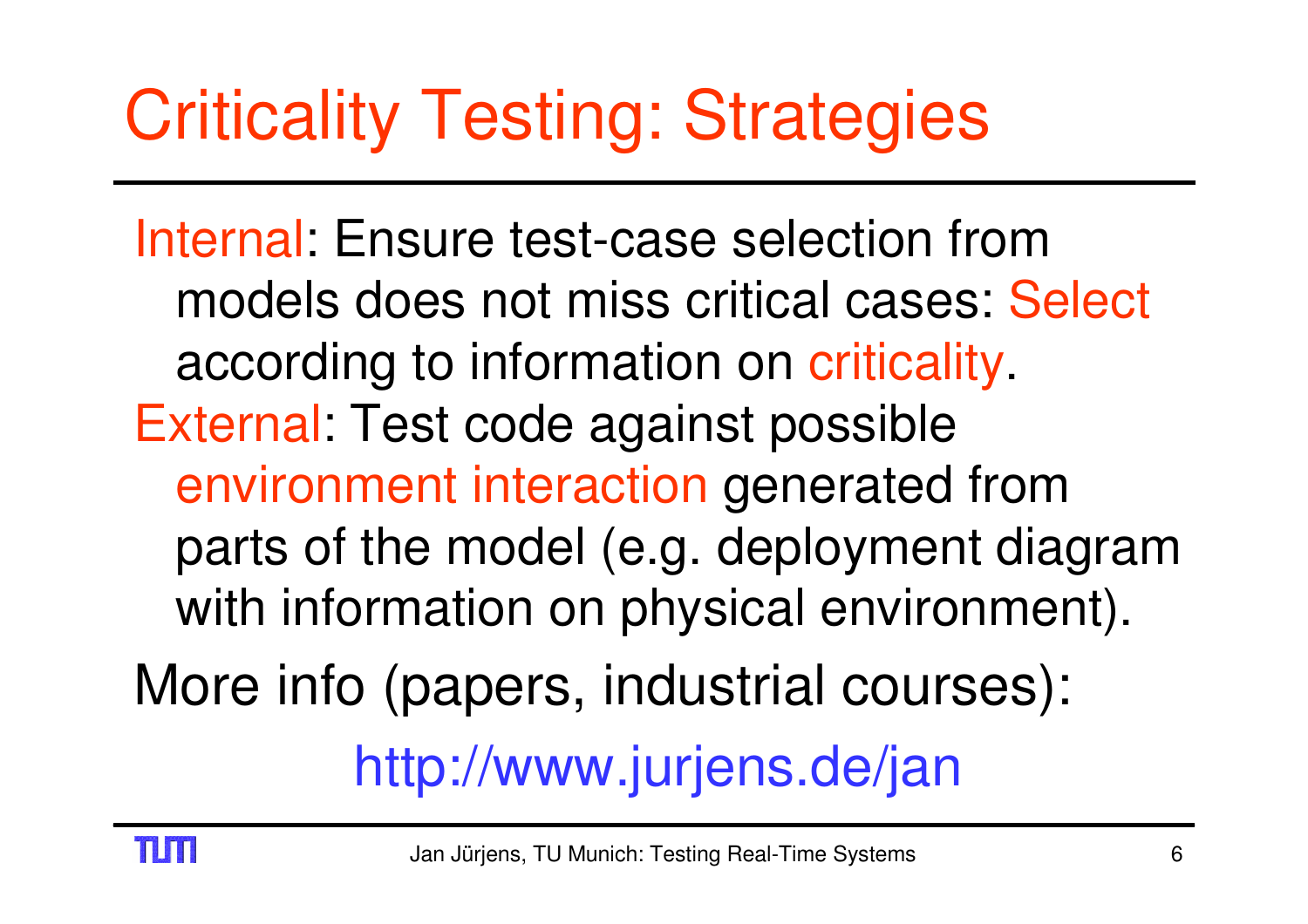# Criticality Testing: Strategies

Internal: Ensure test-case selection from models does not miss critical cases: Select according to information on criticality.

External: Test code against possible environment interaction generated from parts of the model (e.g. deployment diagram with information on physical environment).

More info (papers, industrial courses):

http://www.jurjens.de/jan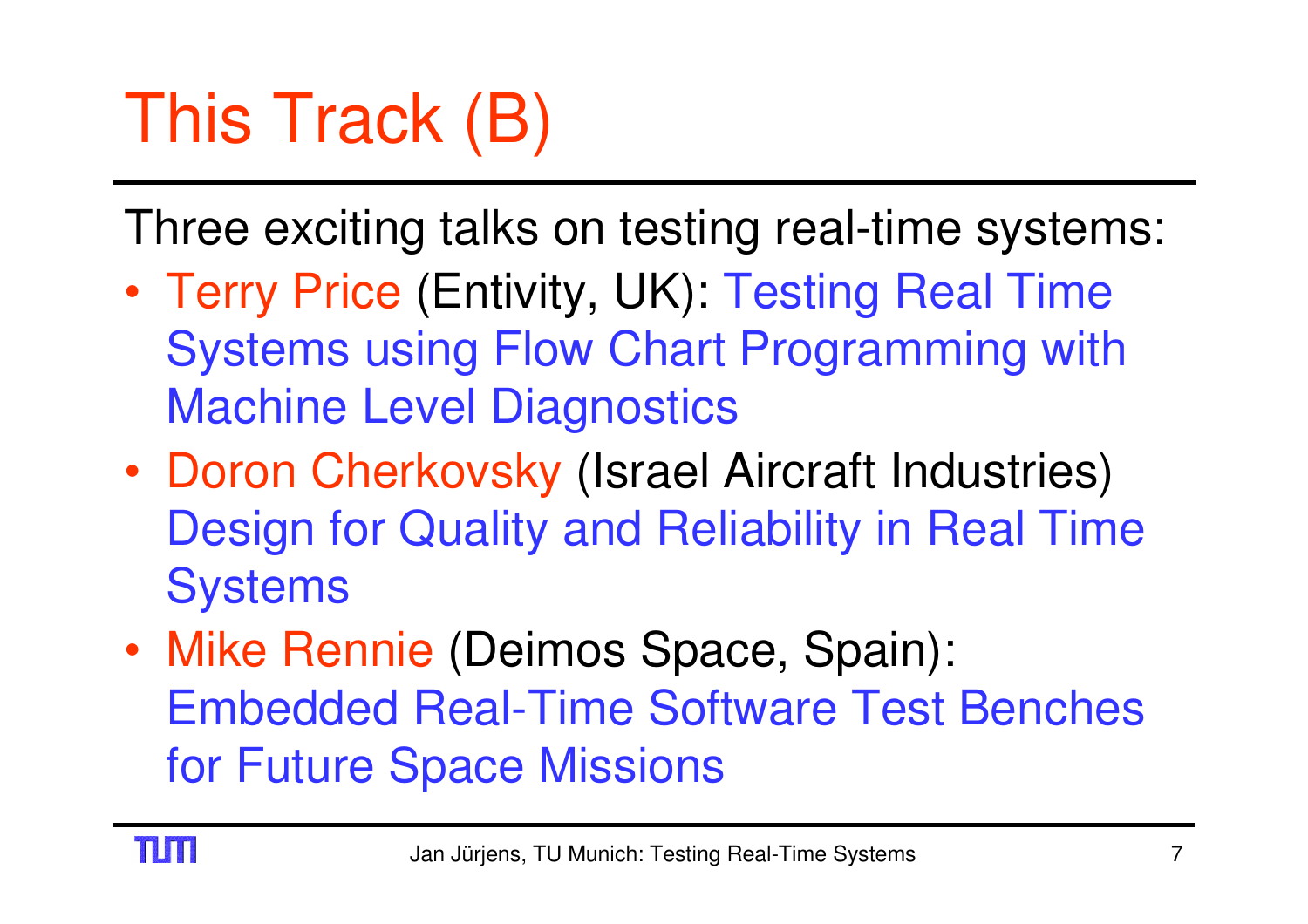# This Track (B)

Three exciting talks on testing real-time systems:

- Terry Price (Entivity, UK): Testing Real Time Systems using Flow Chart Programming with Machine Level Diagnostics
- Doron Cherkovsky (Israel Aircraft Industries) Design for Quality and Reliability in Real Time Systems
- Mike Rennie (Deimos Space, Spain): Embedded Real-Time Software Test Benches for Future Space Missions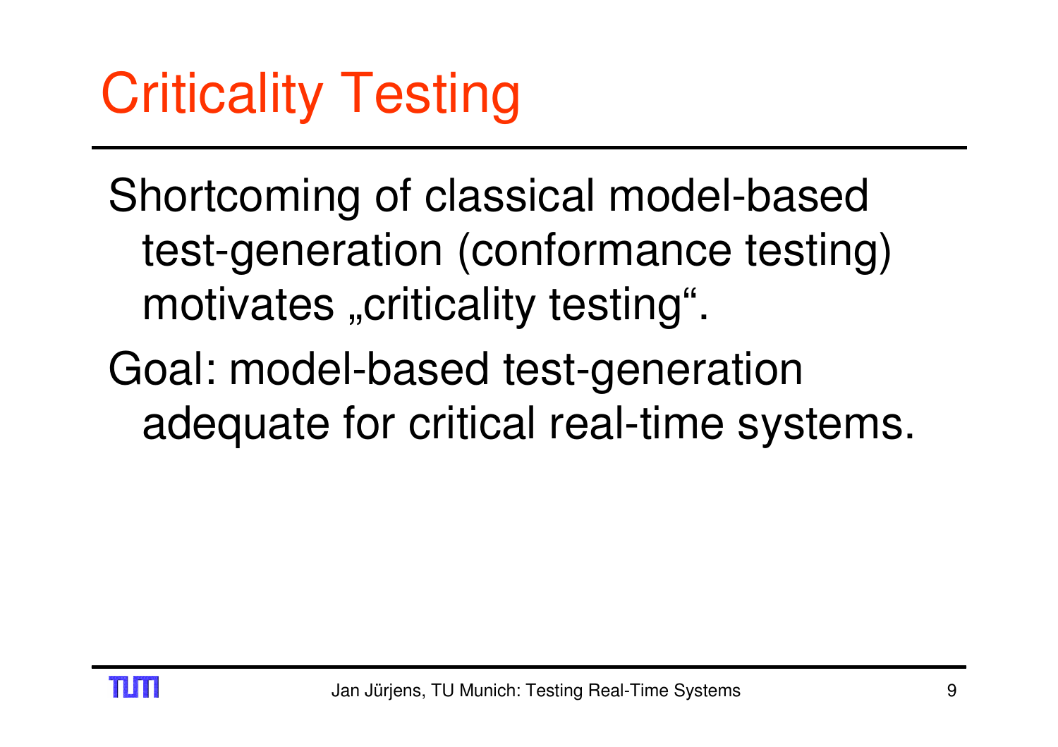# Criticality Testing

Shortcoming of classical model-based test-generation (conformance testing) motivates „criticality testing".

Goal: model-based test-generation adequate for critical real-time systems.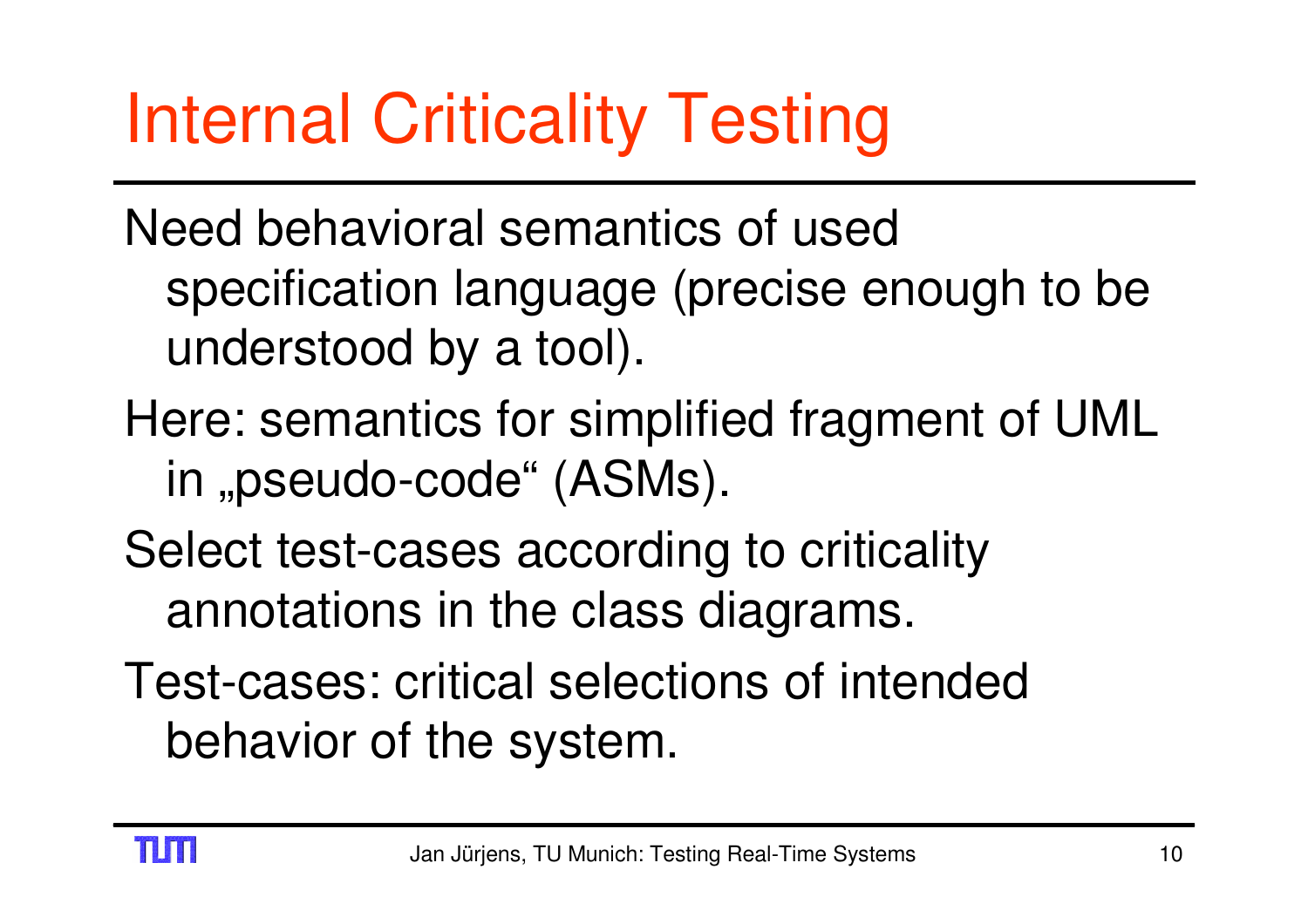# Internal Criticality Testing

Need behavioral semantics of used specification language (precise enough to be understood by a tool).

Here: semantics for simplified fragment of UML in „pseudo-code“ (ASMs).

Select test-cases according to criticality annotations in the class diagrams.

Test-cases: critical selections of intended behavior of the system.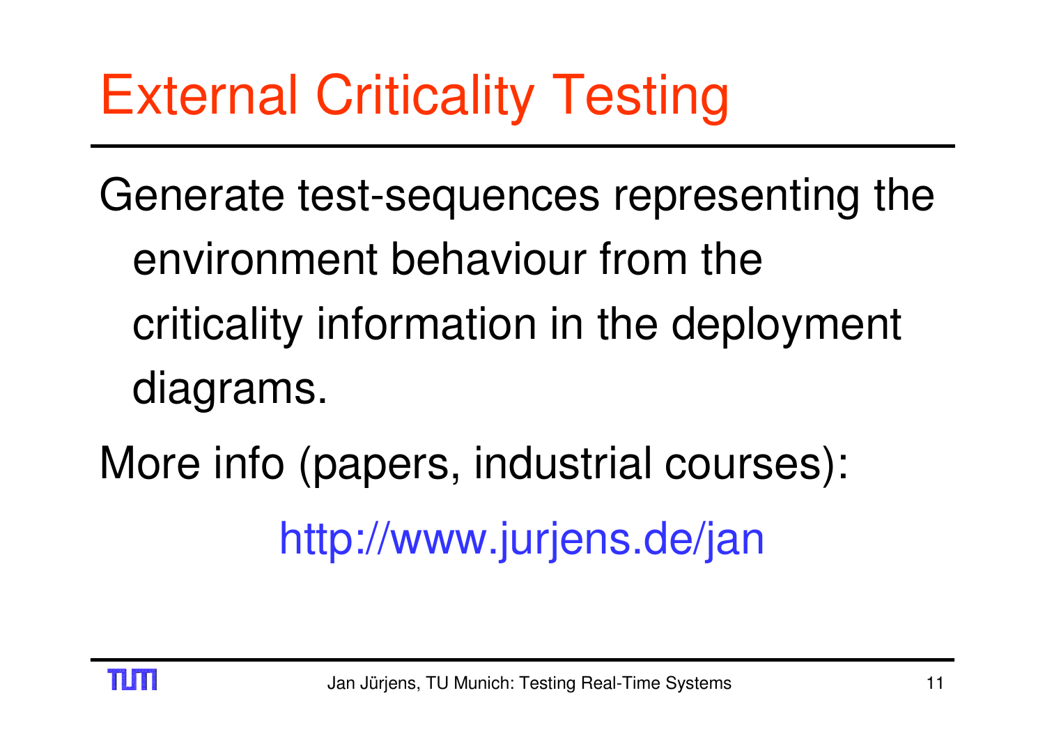# External Criticality Testing

Generate test-sequences representing the environment behaviour from the criticality information in the deployment diagrams.

More info (papers, industrial courses):

http://www.jurjens.de/jan